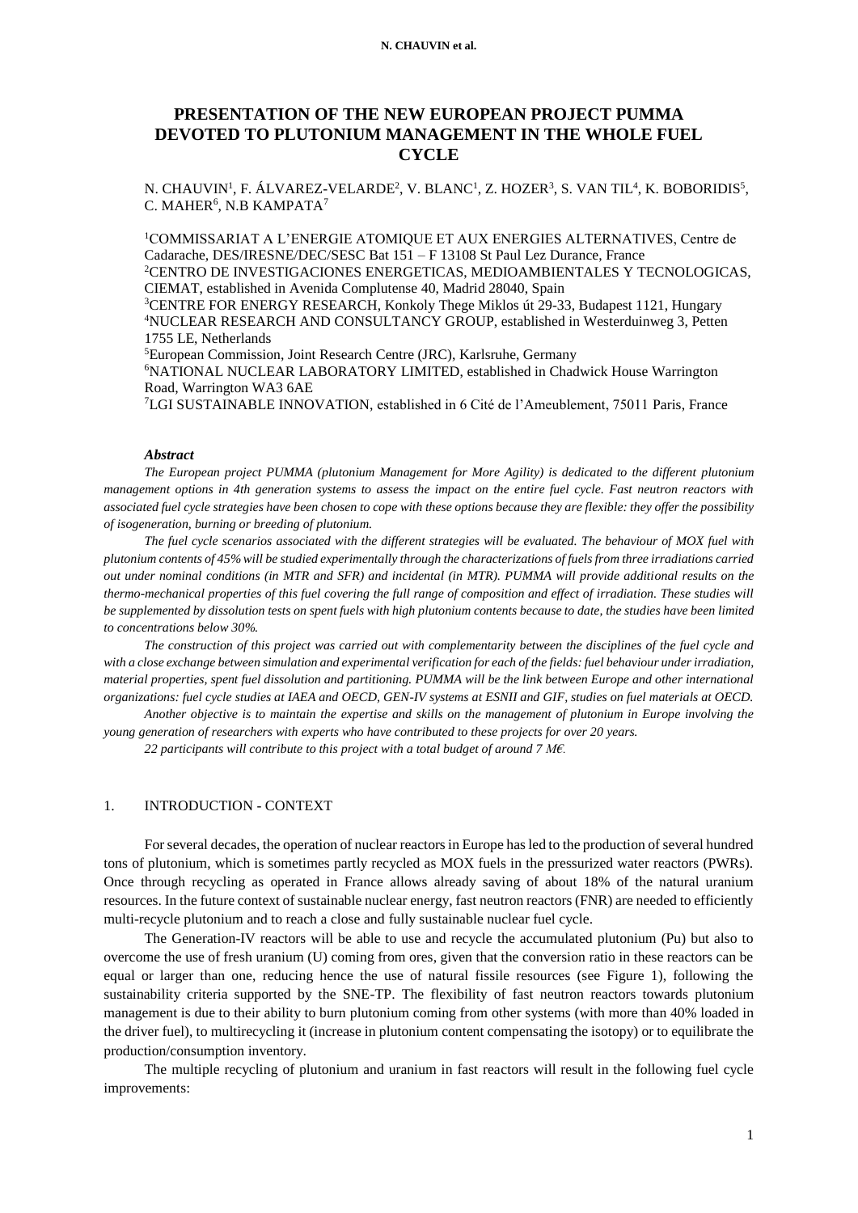# PRESENTATION OF THE NEW EUROPEAN PROJECT PUMMA DEVOTED TO PLUTONIUM MANAGEMENT IN THE WHOLE FUEL CYCLE

N. CHAUVIN[1], F. ÁLVAREZ-VELARDE[2], V. BLANC[1], Z. HOZER[3], S. VAN TIL[4], K. BOBORIDIS[5], C. MAHER[6], N.B KAMPATA[7]

[1]COMMISSARIAT A L'ENERGIE ATOMIQUE ET AUX ENERGIES ALTERNATIVES, Centre de Cadarache, DES/IRESNE/DEC/SESC Bat 151 – F 13108 St Paul Lez Durance, France
[2]CENTRO DE INVESTIGACIONES ENERGETICAS, MEDIOAMBIENTALES Y TECNOLOGICAS, CIEMAT, established in Avenida Complutense 40, Madrid 28040, Spain
[3]CENTRE FOR ENERGY RESEARCH, Konkoly Thege Miklos út 29-33, Budapest 1121, Hungary
[4]NUCLEAR RESEARCH AND CONSULTANCY GROUP, established in Westerduinweg 3, Petten 1755 LE, Netherlands
[5]European Commission, Joint Research Centre (JRC), Karlsruhe, Germany
[6]NATIONAL NUCLEAR LABORATORY LIMITED, established in Chadwick House Warrington Road, Warrington WA3 6AE
[7]LGI SUSTAINABLE INNOVATION, established in 6 Cité de l'Ameublement, 75011 Paris, France

### *Abstract*

*The European project PUMMA (plutonium Management for More Agility) is dedicated to the different plutonium management options in 4th generation systems to assess the impact on the entire fuel cycle. Fast neutron reactors with associated fuel cycle strategies have been chosen to cope with these options because they are flexible: they offer the possibility of isogeneration, burning or breeding of plutonium.*

*The fuel cycle scenarios associated with the different strategies will be evaluated. The behaviour of MOX fuel with plutonium contents of 45% will be studied experimentally through the characterizations of fuels from three irradiations carried out under nominal conditions (in MTR and SFR) and incidental (in MTR). PUMMA will provide additional results on the thermo-mechanical properties of this fuel covering the full range of composition and effect of irradiation. These studies will be supplemented by dissolution tests on spent fuels with high plutonium contents because to date, the studies have been limited to concentrations below 30%.*

*The construction of this project was carried out with complementarity between the disciplines of the fuel cycle and with a close exchange between simulation and experimental verification for each of the fields: fuel behaviour under irradiation, material properties, spent fuel dissolution and partitioning. PUMMA will be the link between Europe and other international organizations: fuel cycle studies at IAEA and OECD, GEN-IV systems at ESNII and GIF, studies on fuel materials at OECD.*

*Another objective is to maintain the expertise and skills on the management of plutonium in Europe involving the young generation of researchers with experts who have contributed to these projects for over 20 years.*

*22 participants will contribute to this project with a total budget of around 7 M€.*

## 1. INTRODUCTION - CONTEXT

For several decades, the operation of nuclear reactors in Europe has led to the production of several hundred tons of plutonium, which is sometimes partly recycled as MOX fuels in the pressurized water reactors (PWRs). Once through recycling as operated in France allows already saving of about 18% of the natural uranium resources. In the future context of sustainable nuclear energy, fast neutron reactors (FNR) are needed to efficiently multi-recycle plutonium and to reach a close and fully sustainable nuclear fuel cycle.

The Generation-IV reactors will be able to use and recycle the accumulated plutonium (Pu) but also to overcome the use of fresh uranium (U) coming from ores, given that the conversion ratio in these reactors can be equal or larger than one, reducing hence the use of natural fissile resources (see Figure 1), following the sustainability criteria supported by the SNE-TP. The flexibility of fast neutron reactors towards plutonium management is due to their ability to burn plutonium coming from other systems (with more than 40% loaded in the driver fuel), to multirecycling it (increase in plutonium content compensating the isotopy) or to equilibrate the production/consumption inventory.

The multiple recycling of plutonium and uranium in fast reactors will result in the following fuel cycle improvements: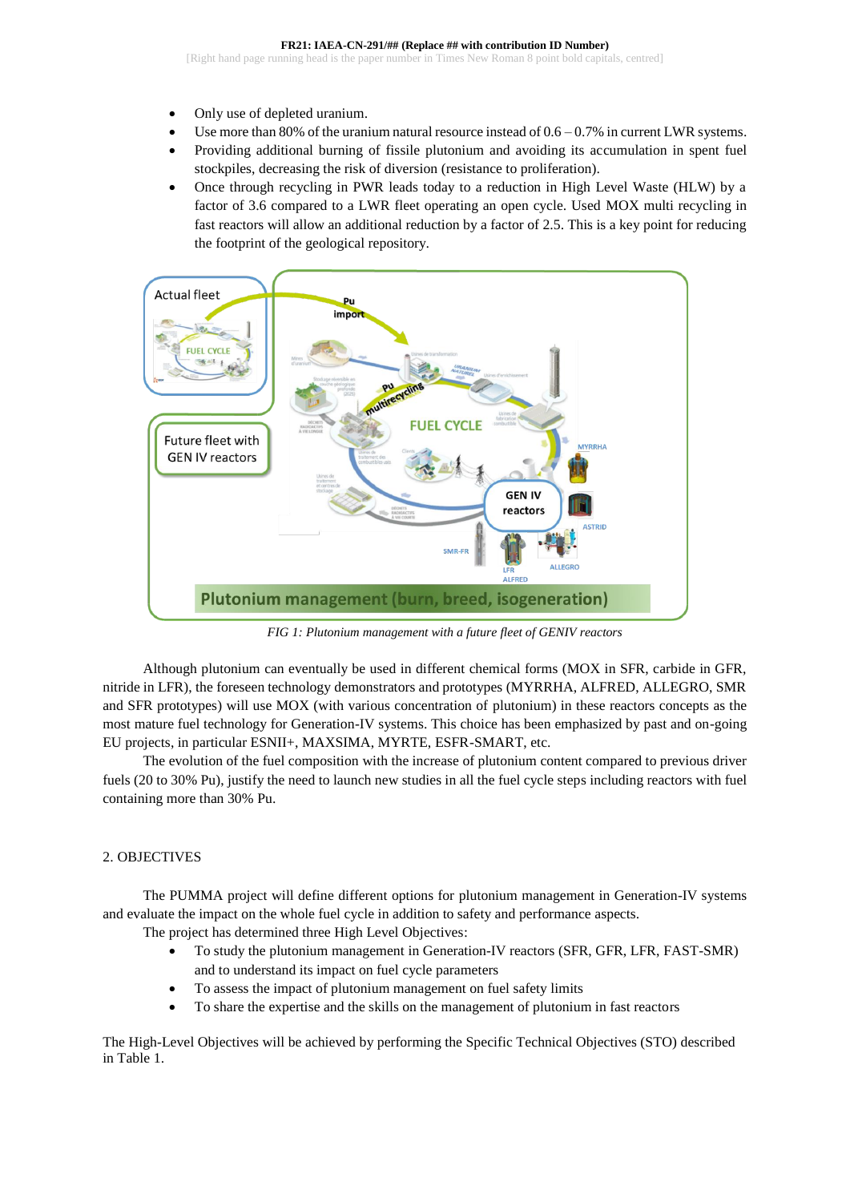- Only use of depleted uranium.
- Use more than 80% of the uranium natural resource instead of 0.6 – 0.7% in current LWR systems.
- Providing additional burning of fissile plutonium and avoiding its accumulation in spent fuel stockpiles, decreasing the risk of diversion (resistance to proliferation).
- Once through recycling in PWR leads today to a reduction in High Level Waste (HLW) by a factor of 3.6 compared to a LWR fleet operating an open cycle. Used MOX multi recycling in fast reactors will allow an additional reduction by a factor of 2.5. This is a key point for reducing the footprint of the geological repository.

*FIG 1: Plutonium management with a future fleet of GENIV reactors*

Although plutonium can eventually be used in different chemical forms (MOX in SFR, carbide in GFR, nitride in LFR), the foreseen technology demonstrators and prototypes (MYRRHA, ALFRED, ALLEGRO, SMR and SFR prototypes) will use MOX (with various concentration of plutonium) in these reactors concepts as the most mature fuel technology for Generation-IV systems. This choice has been emphasized by past and on-going EU projects, in particular ESNII+, MAXSIMA, MYRTE, ESFR-SMART, etc.

The evolution of the fuel composition with the increase of plutonium content compared to previous driver fuels (20 to 30% Pu), justify the need to launch new studies in all the fuel cycle steps including reactors with fuel containing more than 30% Pu.

## 2. OBJECTIVES

The PUMMA project will define different options for plutonium management in Generation-IV systems and evaluate the impact on the whole fuel cycle in addition to safety and performance aspects.

The project has determined three High Level Objectives:

- To study the plutonium management in Generation-IV reactors (SFR, GFR, LFR, FAST-SMR) and to understand its impact on fuel cycle parameters
- To assess the impact of plutonium management on fuel safety limits
- To share the expertise and the skills on the management of plutonium in fast reactors

The High-Level Objectives will be achieved by performing the Specific Technical Objectives (STO) described in Table 1.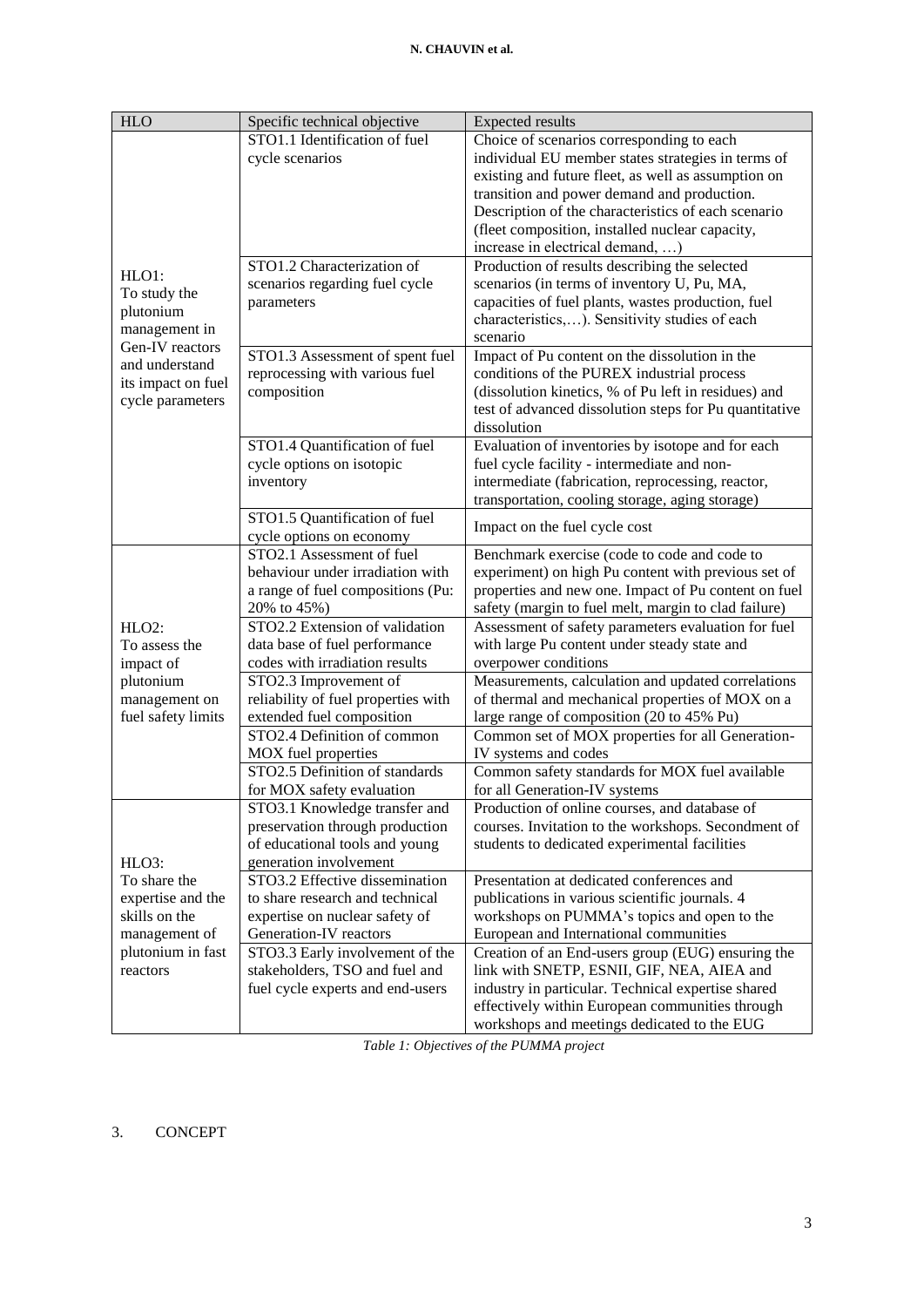| HLO | Specific technical objective | Expected results |
|---|---|---|
| HLO1: To study the plutonium management in Gen-IV reactors and understand its impact on fuel cycle parameters | STO1.1 Identification of fuel cycle scenarios | Choice of scenarios corresponding to each individual EU member states strategies in terms of existing and future fleet, as well as assumption on transition and power demand and production. Description of the characteristics of each scenario (fleet composition, installed nuclear capacity, increase in electrical demand, …) |
| | STO1.2 Characterization of scenarios regarding fuel cycle parameters | Production of results describing the selected scenarios (in terms of inventory U, Pu, MA, capacities of fuel plants, wastes production, fuel characteristics,…). Sensitivity studies of each scenario |
| | STO1.3 Assessment of spent fuel reprocessing with various fuel composition | Impact of Pu content on the dissolution in the conditions of the PUREX industrial process (dissolution kinetics, % of Pu left in residues) and test of advanced dissolution steps for Pu quantitative dissolution |
| | STO1.4 Quantification of fuel cycle options on isotopic inventory | Evaluation of inventories by isotope and for each fuel cycle facility - intermediate and non-intermediate (fabrication, reprocessing, reactor, transportation, cooling storage, aging storage) |
| | STO1.5 Quantification of fuel cycle options on economy | Impact on the fuel cycle cost |
| HLO2: To assess the impact of plutonium management on fuel safety limits | STO2.1 Assessment of fuel behaviour under irradiation with a range of fuel compositions (Pu: 20% to 45%) | Benchmark exercise (code to code and code to experiment) on high Pu content with previous set of properties and new one. Impact of Pu content on fuel safety (margin to fuel melt, margin to clad failure) |
| | STO2.2 Extension of validation data base of fuel performance codes with irradiation results | Assessment of safety parameters evaluation for fuel with large Pu content under steady state and overpower conditions |
| | STO2.3 Improvement of reliability of fuel properties with extended fuel composition | Measurements, calculation and updated correlations of thermal and mechanical properties of MOX on a large range of composition (20 to 45% Pu) |
| | STO2.4 Definition of common MOX fuel properties | Common set of MOX properties for all Generation-IV systems and codes |
| | STO2.5 Definition of standards for MOX safety evaluation | Common safety standards for MOX fuel available for all Generation-IV systems |
| HLO3: To share the expertise and the skills on the management of plutonium in fast reactors | STO3.1 Knowledge transfer and preservation through production of educational tools and young generation involvement | Production of online courses, and database of courses. Invitation to the workshops. Secondment of students to dedicated experimental facilities |
| | STO3.2 Effective dissemination to share research and technical expertise on nuclear safety of Generation-IV reactors | Presentation at dedicated conferences and publications in various scientific journals. 4 workshops on PUMMA's topics and open to the European and International communities |
| | STO3.3 Early involvement of the stakeholders, TSO and fuel and fuel cycle experts and end-users | Creation of an End-users group (EUG) ensuring the link with SNETP, ESNII, GIF, NEA, AIEA and industry in particular. Technical expertise shared effectively within European communities through workshops and meetings dedicated to the EUG |

*Table 1: Objectives of the PUMMA project*

## 3. CONCEPT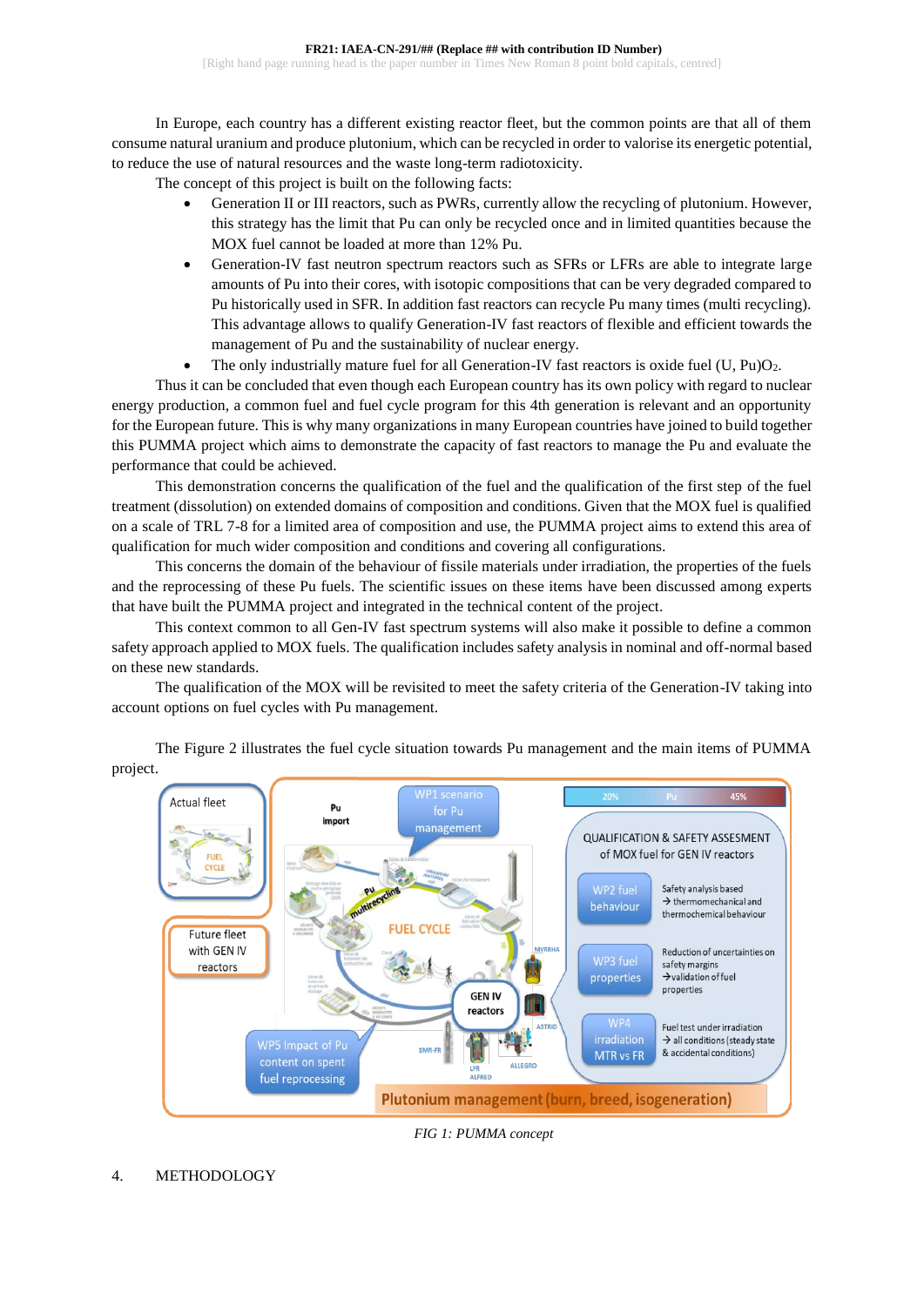In Europe, each country has a different existing reactor fleet, but the common points are that all of them consume natural uranium and produce plutonium, which can be recycled in order to valorise its energetic potential, to reduce the use of natural resources and the waste long-term radiotoxicity.

The concept of this project is built on the following facts:

- Generation II or III reactors, such as PWRs, currently allow the recycling of plutonium. However, this strategy has the limit that Pu can only be recycled once and in limited quantities because the MOX fuel cannot be loaded at more than 12% Pu.
- Generation-IV fast neutron spectrum reactors such as SFRs or LFRs are able to integrate large amounts of Pu into their cores, with isotopic compositions that can be very degraded compared to Pu historically used in SFR. In addition fast reactors can recycle Pu many times (multi recycling). This advantage allows to qualify Generation-IV fast reactors of flexible and efficient towards the management of Pu and the sustainability of nuclear energy.
- The only industrially mature fuel for all Generation-IV fast reactors is oxide fuel (U, Pu)$O_2$.

Thus it can be concluded that even though each European country has its own policy with regard to nuclear energy production, a common fuel and fuel cycle program for this 4th generation is relevant and an opportunity for the European future. This is why many organizations in many European countries have joined to build together this PUMMA project which aims to demonstrate the capacity of fast reactors to manage the Pu and evaluate the performance that could be achieved.

This demonstration concerns the qualification of the fuel and the qualification of the first step of the fuel treatment (dissolution) on extended domains of composition and conditions. Given that the MOX fuel is qualified on a scale of TRL 7-8 for a limited area of composition and use, the PUMMA project aims to extend this area of qualification for much wider composition and conditions and covering all configurations.

This concerns the domain of the behaviour of fissile materials under irradiation, the properties of the fuels and the reprocessing of these Pu fuels. The scientific issues on these items have been discussed among experts that have built the PUMMA project and integrated in the technical content of the project.

This context common to all Gen-IV fast spectrum systems will also make it possible to define a common safety approach applied to MOX fuels. The qualification includes safety analysis in nominal and off-normal based on these new standards.

The qualification of the MOX will be revisited to meet the safety criteria of the Generation-IV taking into account options on fuel cycles with Pu management.

The Figure 2 illustrates the fuel cycle situation towards Pu management and the main items of PUMMA project.

*FIG 1: PUMMA concept*

4. METHODOLOGY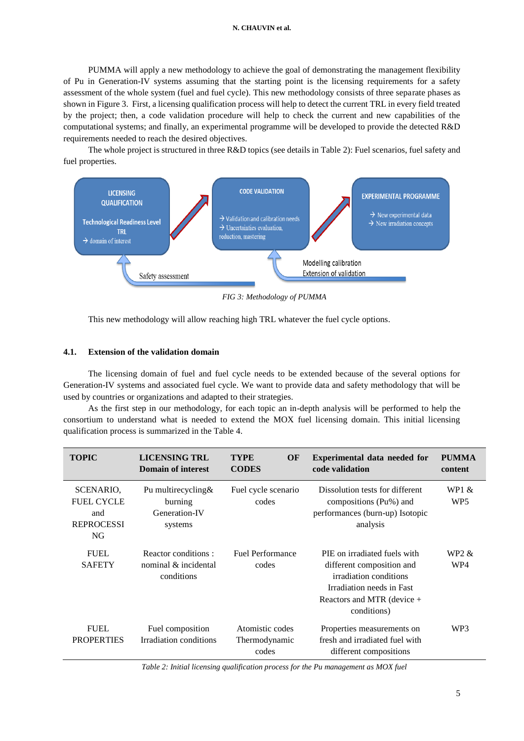PUMMA will apply a new methodology to achieve the goal of demonstrating the management flexibility of Pu in Generation-IV systems assuming that the starting point is the licensing requirements for a safety assessment of the whole system (fuel and fuel cycle). This new methodology consists of three separate phases as shown in Figure 3. First, a licensing qualification process will help to detect the current TRL in every field treated by the project; then, a code validation procedure will help to check the current and new capabilities of the computational systems; and finally, an experimental programme will be developed to provide the detected R&D requirements needed to reach the desired objectives.

The whole project is structured in three R&D topics (see details in Table 2): Fuel scenarios, fuel safety and fuel properties.

LICENSING QUALIFICATION

Technological Readiness Level TRL
→ domain of interest

CODE VALIDATION

→ Validation and calibration needs
→ Uncertainties evaluation, reduction, mastering

EXPERIMENTAL PROGRAMME

→ New experimental data
→ New irradiation concepts

Safety assessment

Modelling calibration
Extension of validation

*FIG 3: Methodology of PUMMA*

This new methodology will allow reaching high TRL whatever the fuel cycle options.

### 4.1. Extension of the validation domain

The licensing domain of fuel and fuel cycle needs to be extended because of the several options for Generation-IV systems and associated fuel cycle. We want to provide data and safety methodology that will be used by countries or organizations and adapted to their strategies.

As the first step in our methodology, for each topic an in-depth analysis will be performed to help the consortium to understand what is needed to extend the MOX fuel licensing domain. This initial licensing qualification process is summarized in the Table 4.

| TOPIC | LICENSING TRL Domain of interest | TYPE OF CODES | Experimental data needed for code validation | PUMMA content |
|---|---|---|---|---|
| SCENARIO, FUEL CYCLE and REPROCESSING | Pu multirecycling& burning Generation-IV systems | Fuel cycle scenario codes | Dissolution tests for different compositions (Pu%) and performances (burn-up) Isotopic analysis | WP1 & WP5 |
| FUEL SAFETY | Reactor conditions : nominal & incidental conditions | Fuel Performance codes | PIE on irradiated fuels with different composition and irradiation conditions Irradiation needs in Fast Reactors and MTR (device + conditions) | WP2 & WP4 |
| FUEL PROPERTIES | Fuel composition Irradiation conditions | Atomistic codes Thermodynamic codes | Properties measurements on fresh and irradiated fuel with different compositions | WP3 |

*Table 2: Initial licensing qualification process for the Pu management as MOX fuel*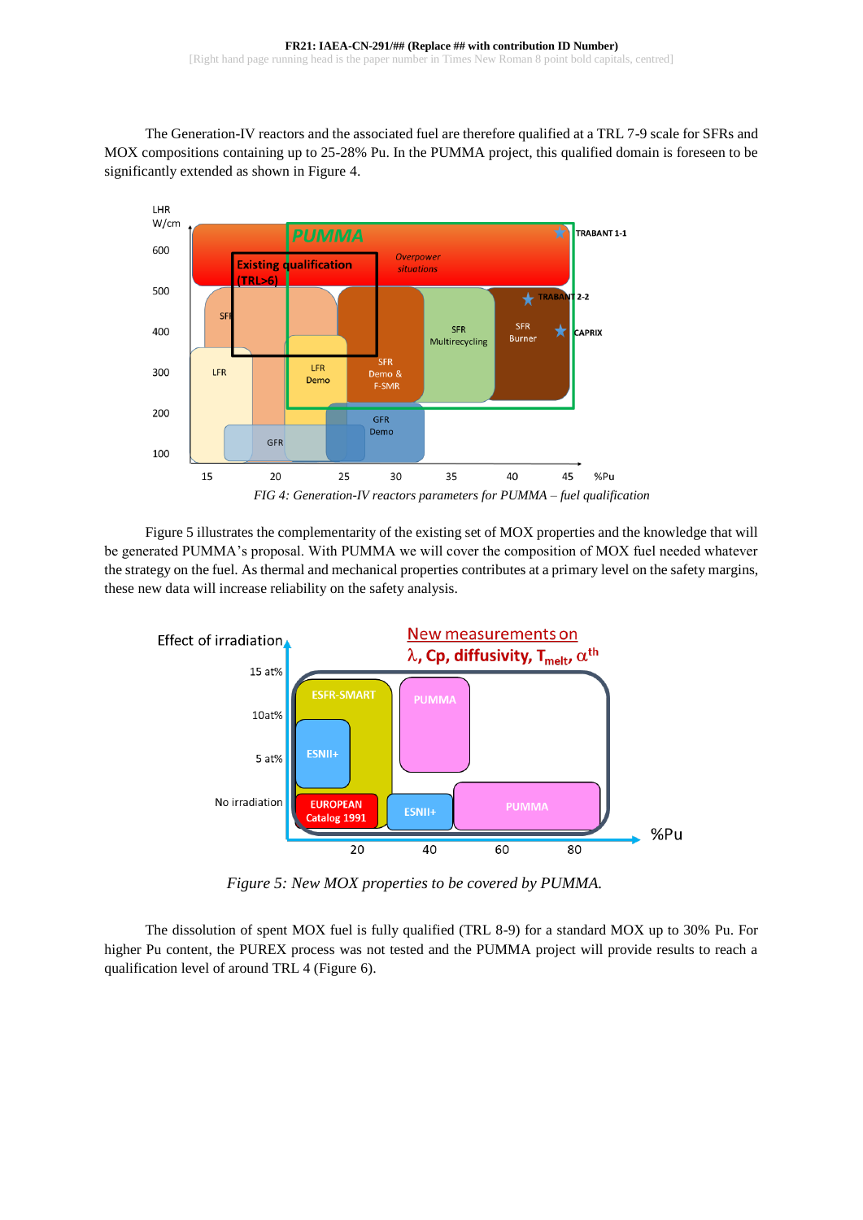The Generation-IV reactors and the associated fuel are therefore qualified at a TRL 7-9 scale for SFRs and MOX compositions containing up to 25-28% Pu. In the PUMMA project, this qualified domain is foreseen to be significantly extended as shown in Figure 4.

*FIG 4: Generation-IV reactors parameters for PUMMA – fuel qualification*

Figure 5 illustrates the complementarity of the existing set of MOX properties and the knowledge that will be generated PUMMA's proposal. With PUMMA we will cover the composition of MOX fuel needed whatever the strategy on the fuel. As thermal and mechanical properties contributes at a primary level on the safety margins, these new data will increase reliability on the safety analysis.

*Figure 5: New MOX properties to be covered by PUMMA.*

The dissolution of spent MOX fuel is fully qualified (TRL 8-9) for a standard MOX up to 30% Pu. For higher Pu content, the PUREX process was not tested and the PUMMA project will provide results to reach a qualification level of around TRL 4 (Figure 6).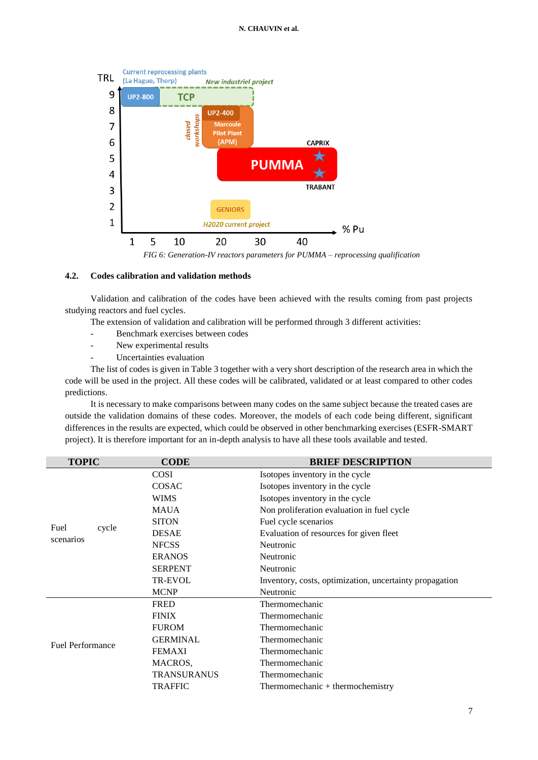FIG 6: Generation-IV reactors parameters for PUMMA – reprocessing qualification

### 4.2. Codes calibration and validation methods

Validation and calibration of the codes have been achieved with the results coming from past projects studying reactors and fuel cycles.

The extension of validation and calibration will be performed through 3 different activities:

- Benchmark exercises between codes
- New experimental results
- Uncertainties evaluation

The list of codes is given in Table 3 together with a very short description of the research area in which the code will be used in the project. All these codes will be calibrated, validated or at least compared to other codes predictions.

It is necessary to make comparisons between many codes on the same subject because the treated cases are outside the validation domains of these codes. Moreover, the models of each code being different, significant differences in the results are expected, which could be observed in other benchmarking exercises (ESFR-SMART project). It is therefore important for an in-depth analysis to have all these tools available and tested.

| TOPIC | CODE | BRIEF DESCRIPTION |
|---|---|---|
| Fuel cycle scenarios | COSI | Isotopes inventory in the cycle |
| | COSAC | Isotopes inventory in the cycle |
| | WIMS | Isotopes inventory in the cycle |
| | MAUA | Non proliferation evaluation in fuel cycle |
| | SITON | Fuel cycle scenarios |
| | DESAE | Evaluation of resources for given fleet |
| | NFCSS | Neutronic |
| | ERANOS | Neutronic |
| | SERPENT | Neutronic |
| | TR-EVOL | Inventory, costs, optimization, uncertainty propagation |
| | MCNP | Neutronic |
| Fuel Performance | FRED | Thermomechanic |
| | FINIX | Thermomechanic |
| | FUROM | Thermomechanic |
| | GERMINAL | Thermomechanic |
| | FEMAXI | Thermomechanic |
| | MACROS, | Thermomechanic |
| | TRANSURANUS | Thermomechanic |
| | TRAFFIC | Thermomechanic + thermochemistry |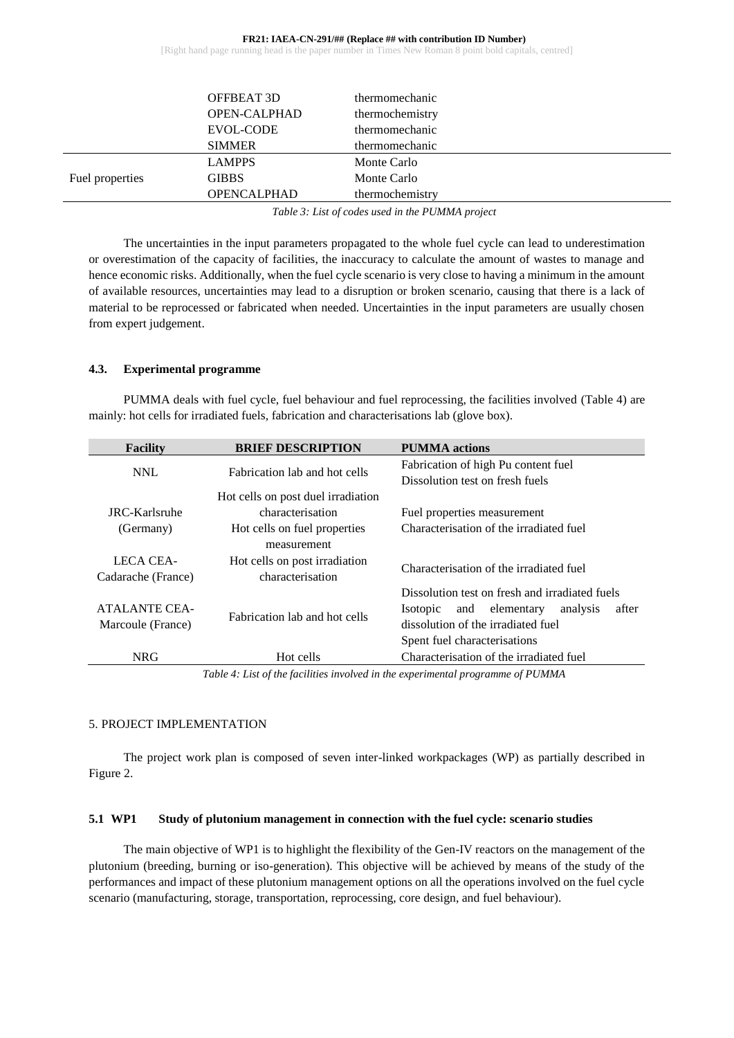| | | |
|---|---|---|
| | OFFBEAT 3D | thermomechanic |
| | OPEN-CALPHAD | thermochemistry |
| | EVOL-CODE | thermomechanic |
| | SIMMER | thermomechanic |
| Fuel properties | LAMPPS | Monte Carlo |
| | GIBBS | Monte Carlo |
| | OPENCALPHAD | thermochemistry |

*Table 3: List of codes used in the PUMMA project*

The uncertainties in the input parameters propagated to the whole fuel cycle can lead to underestimation or overestimation of the capacity of facilities, the inaccuracy to calculate the amount of wastes to manage and hence economic risks. Additionally, when the fuel cycle scenario is very close to having a minimum in the amount of available resources, uncertainties may lead to a disruption or broken scenario, causing that there is a lack of material to be reprocessed or fabricated when needed. Uncertainties in the input parameters are usually chosen from expert judgement.

### 4.3. Experimental programme

PUMMA deals with fuel cycle, fuel behaviour and fuel reprocessing, the facilities involved (Table 4) are mainly: hot cells for irradiated fuels, fabrication and characterisations lab (glove box).

| Facility | BRIEF DESCRIPTION | PUMMA actions |
|---|---|---|
| NNL | Fabrication lab and hot cells | Fabrication of high Pu content fuel<br>Dissolution test on fresh fuels |
| JRC-Karlsruhe (Germany) | Hot cells on post duel irradiation characterisation<br>Hot cells on fuel properties measurement | Fuel properties measurement<br>Characterisation of the irradiated fuel |
| LECA CEA-Cadarache (France) | Hot cells on post irradiation characterisation | Characterisation of the irradiated fuel |
| ATALANTE CEA-Marcoule (France) | Fabrication lab and hot cells | Dissolution test on fresh and irradiated fuels<br>Isotopic and elementary analysis after dissolution of the irradiated fuel<br>Spent fuel characterisations |
| NRG | Hot cells | Characterisation of the irradiated fuel |

*Table 4: List of the facilities involved in the experimental programme of PUMMA*

## 5. PROJECT IMPLEMENTATION

The project work plan is composed of seven inter-linked workpackages (WP) as partially described in Figure 2.

### 5.1 WP1 Study of plutonium management in connection with the fuel cycle: scenario studies

The main objective of WP1 is to highlight the flexibility of the Gen-IV reactors on the management of the plutonium (breeding, burning or iso-generation). This objective will be achieved by means of the study of the performances and impact of these plutonium management options on all the operations involved on the fuel cycle scenario (manufacturing, storage, transportation, reprocessing, core design, and fuel behaviour).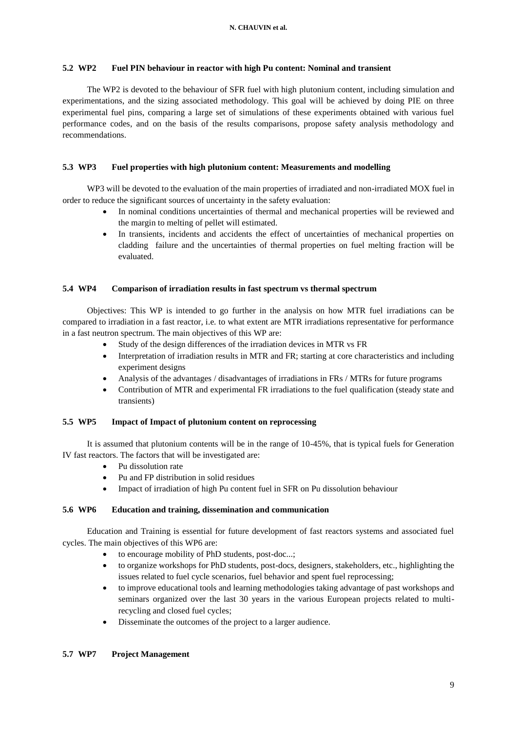### 5.2 WP2 Fuel PIN behaviour in reactor with high Pu content: Nominal and transient

The WP2 is devoted to the behaviour of SFR fuel with high plutonium content, including simulation and experimentations, and the sizing associated methodology. This goal will be achieved by doing PIE on three experimental fuel pins, comparing a large set of simulations of these experiments obtained with various fuel performance codes, and on the basis of the results comparisons, propose safety analysis methodology and recommendations.

### 5.3 WP3 Fuel properties with high plutonium content: Measurements and modelling

WP3 will be devoted to the evaluation of the main properties of irradiated and non-irradiated MOX fuel in order to reduce the significant sources of uncertainty in the safety evaluation:

- In nominal conditions uncertainties of thermal and mechanical properties will be reviewed and the margin to melting of pellet will estimated.
- In transients, incidents and accidents the effect of uncertainties of mechanical properties on cladding failure and the uncertainties of thermal properties on fuel melting fraction will be evaluated.

### 5.4 WP4 Comparison of irradiation results in fast spectrum vs thermal spectrum

Objectives: This WP is intended to go further in the analysis on how MTR fuel irradiations can be compared to irradiation in a fast reactor, i.e. to what extent are MTR irradiations representative for performance in a fast neutron spectrum. The main objectives of this WP are:

- Study of the design differences of the irradiation devices in MTR vs FR
- Interpretation of irradiation results in MTR and FR; starting at core characteristics and including experiment designs
- Analysis of the advantages / disadvantages of irradiations in FRs / MTRs for future programs
- Contribution of MTR and experimental FR irradiations to the fuel qualification (steady state and transients)

### 5.5 WP5 Impact of Impact of plutonium content on reprocessing

It is assumed that plutonium contents will be in the range of 10-45%, that is typical fuels for Generation IV fast reactors. The factors that will be investigated are:

- Pu dissolution rate
- Pu and FP distribution in solid residues
- Impact of irradiation of high Pu content fuel in SFR on Pu dissolution behaviour

### 5.6 WP6 Education and training, dissemination and communication

Education and Training is essential for future development of fast reactors systems and associated fuel cycles. The main objectives of this WP6 are:

- to encourage mobility of PhD students, post-doc...;
- to organize workshops for PhD students, post-docs, designers, stakeholders, etc., highlighting the issues related to fuel cycle scenarios, fuel behavior and spent fuel reprocessing;
- to improve educational tools and learning methodologies taking advantage of past workshops and seminars organized over the last 30 years in the various European projects related to multi-recycling and closed fuel cycles;
- Disseminate the outcomes of the project to a larger audience.

### 5.7 WP7 Project Management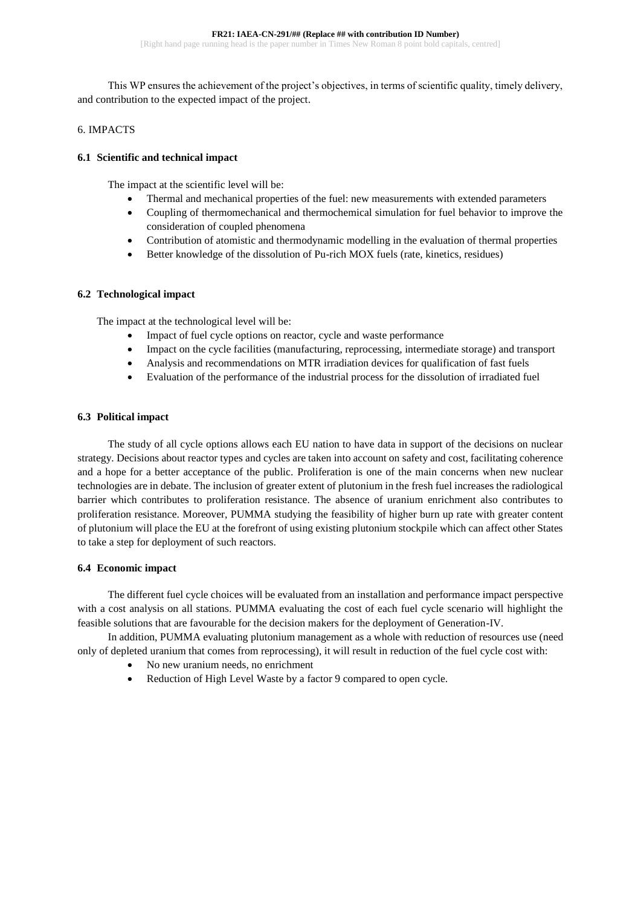This WP ensures the achievement of the project's objectives, in terms of scientific quality, timely delivery, and contribution to the expected impact of the project.

## 6. IMPACTS

### 6.1 Scientific and technical impact

The impact at the scientific level will be:

- Thermal and mechanical properties of the fuel: new measurements with extended parameters
- Coupling of thermomechanical and thermochemical simulation for fuel behavior to improve the consideration of coupled phenomena
- Contribution of atomistic and thermodynamic modelling in the evaluation of thermal properties
- Better knowledge of the dissolution of Pu-rich MOX fuels (rate, kinetics, residues)

### 6.2 Technological impact

The impact at the technological level will be:

- Impact of fuel cycle options on reactor, cycle and waste performance
- Impact on the cycle facilities (manufacturing, reprocessing, intermediate storage) and transport
- Analysis and recommendations on MTR irradiation devices for qualification of fast fuels
- Evaluation of the performance of the industrial process for the dissolution of irradiated fuel

### 6.3 Political impact

The study of all cycle options allows each EU nation to have data in support of the decisions on nuclear strategy. Decisions about reactor types and cycles are taken into account on safety and cost, facilitating coherence and a hope for a better acceptance of the public. Proliferation is one of the main concerns when new nuclear technologies are in debate. The inclusion of greater extent of plutonium in the fresh fuel increases the radiological barrier which contributes to proliferation resistance. The absence of uranium enrichment also contributes to proliferation resistance. Moreover, PUMMA studying the feasibility of higher burn up rate with greater content of plutonium will place the EU at the forefront of using existing plutonium stockpile which can affect other States to take a step for deployment of such reactors.

### 6.4 Economic impact

The different fuel cycle choices will be evaluated from an installation and performance impact perspective with a cost analysis on all stations. PUMMA evaluating the cost of each fuel cycle scenario will highlight the feasible solutions that are favourable for the decision makers for the deployment of Generation-IV.

In addition, PUMMA evaluating plutonium management as a whole with reduction of resources use (need only of depleted uranium that comes from reprocessing), it will result in reduction of the fuel cycle cost with:

- No new uranium needs, no enrichment
- Reduction of High Level Waste by a factor 9 compared to open cycle.